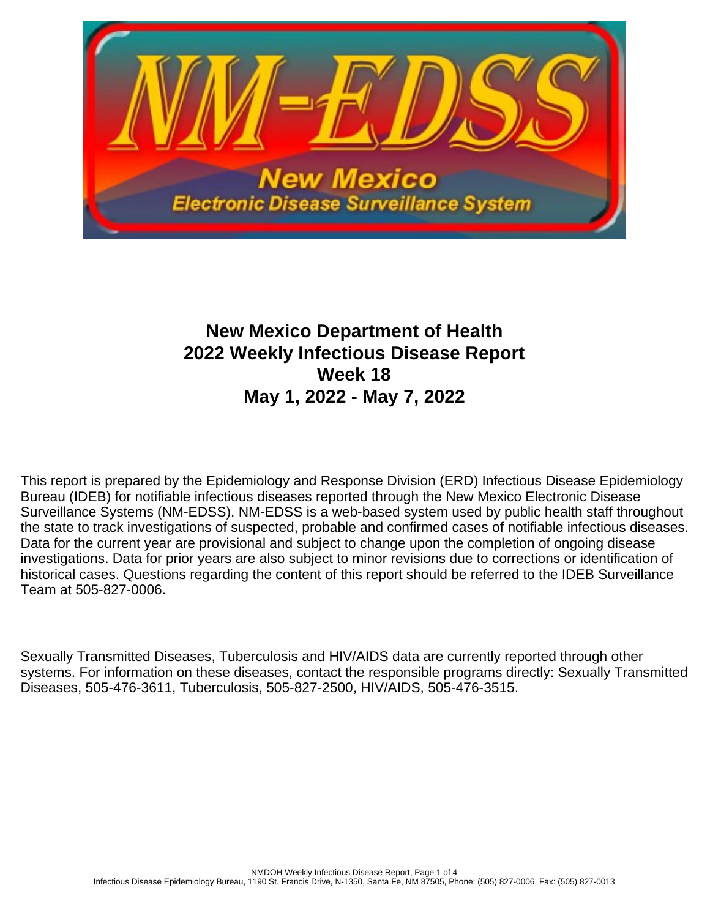# New Mexico Department of Health
# 2022 Weekly Infectious Disease Report
# Week 18
# May 1, 2022 - May 7, 2022

This report is prepared by the Epidemiology and Response Division (ERD) Infectious Disease Epidemiology Bureau (IDEB) for notifiable infectious diseases reported through the New Mexico Electronic Disease Surveillance Systems (NM-EDSS). NM-EDSS is a web-based system used by public health staff throughout the state to track investigations of suspected, probable and confirmed cases of notifiable infectious diseases. Data for the current year are provisional and subject to change upon the completion of ongoing disease investigations. Data for prior years are also subject to minor revisions due to corrections or identification of historical cases. Questions regarding the content of this report should be referred to the IDEB Surveillance Team at 505-827-0006.

Sexually Transmitted Diseases, Tuberculosis and HIV/AIDS data are currently reported through other systems. For information on these diseases, contact the responsible programs directly: Sexually Transmitted Diseases, 505-476-3611, Tuberculosis, 505-827-2500, HIV/AIDS, 505-476-3515.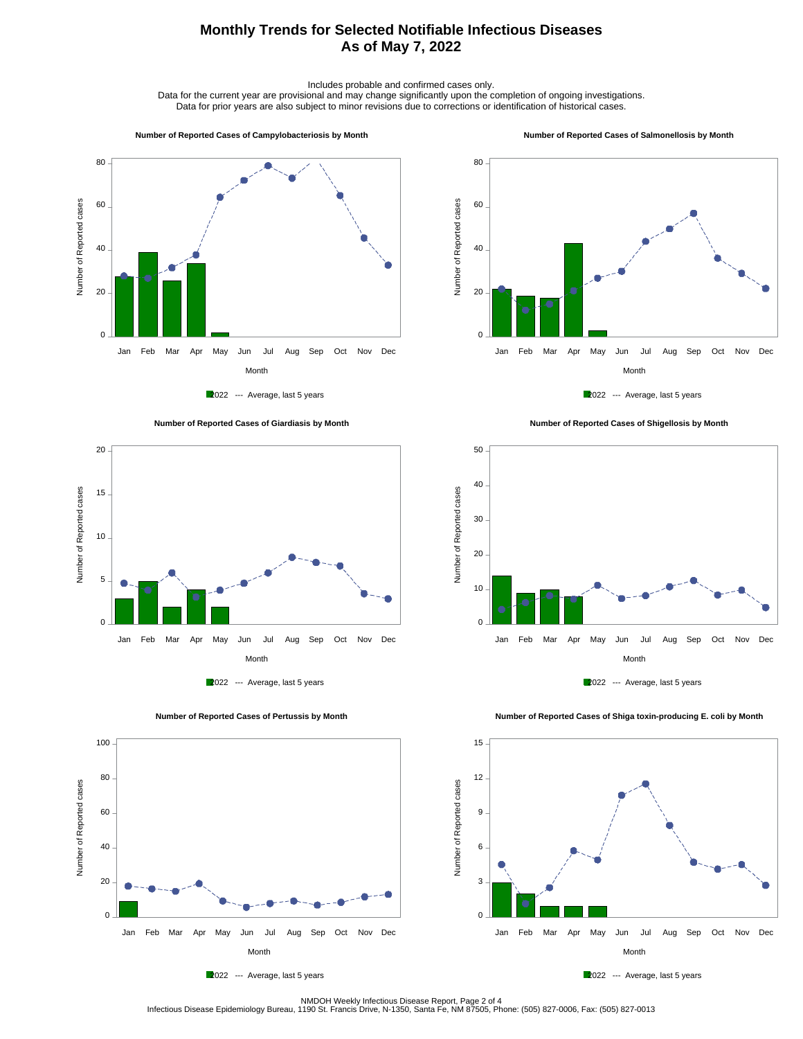# Monthly Trends for Selected Notifiable Infectious Diseases
## As of May 7, 2022

Includes probable and confirmed cases only.
Data for the current year are provisional and may change significantly upon the completion of ongoing investigations.
Data for prior years are also subject to minor revisions due to corrections or identification of historical cases.

### Number of Reported Cases of Campylobacteriosis by Month

Number of Reported cases

Month: Jan Feb Mar Apr May Jun Jul Aug Sep Oct Nov Dec

2022 --- Average, last 5 years

### Number of Reported Cases of Salmonellosis by Month

Number of Reported cases

Month: Jan Feb Mar Apr May Jun Jul Aug Sep Oct Nov Dec

2022 --- Average, last 5 years

### Number of Reported Cases of Giardiasis by Month

Number of Reported cases

Month: Jan Feb Mar Apr May Jun Jul Aug Sep Oct Nov Dec

2022 --- Average, last 5 years

### Number of Reported Cases of Shigellosis by Month

Number of Reported cases

Month: Jan Feb Mar Apr May Jun Jul Aug Sep Oct Nov Dec

2022 --- Average, last 5 years

### Number of Reported Cases of Pertussis by Month

Number of Reported cases

Month: Jan Feb Mar Apr May Jun Jul Aug Sep Oct Nov Dec

2022 --- Average, last 5 years

### Number of Reported Cases of Shiga toxin-producing E. coli by Month

Number of Reported cases

Month: Jan Feb Mar Apr May Jun Jul Aug Sep Oct Nov Dec

2022 --- Average, last 5 years

NMDOH Weekly Infectious Disease Report
Infectious Disease Epidemiology Bureau, 1190 St. Francis Drive, N-1350, Santa Fe, NM 87505, Phone: (505) 827-0006, Fax: (505) 827-0013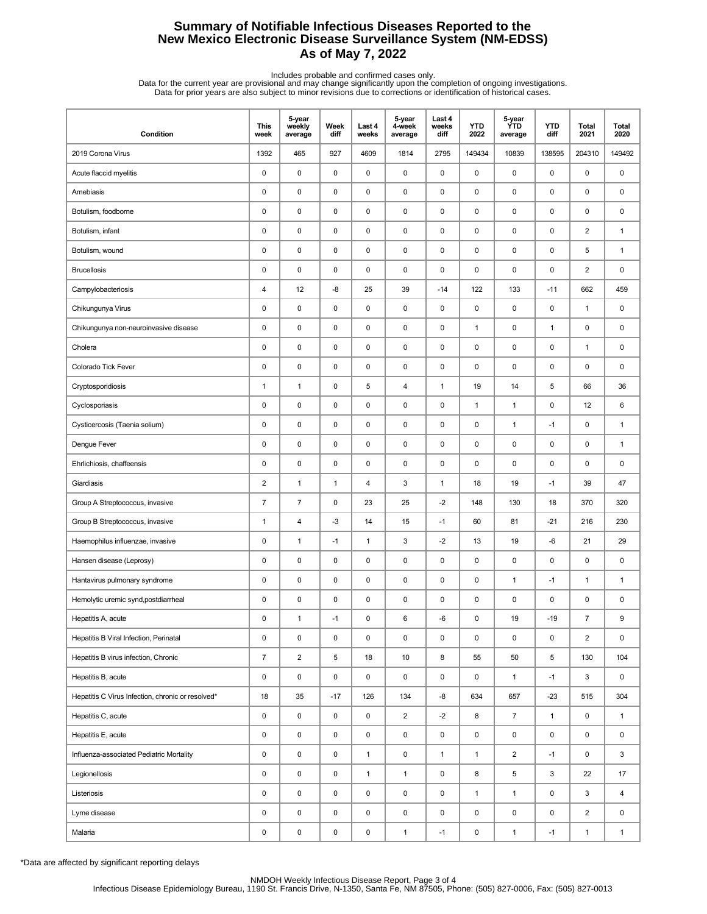# Summary of Notifiable Infectious Diseases Reported to the New Mexico Electronic Disease Surveillance System (NM-EDSS)
# As of May 7, 2022

Includes probable and confirmed cases only.
Data for the current year are provisional and may change significantly upon the completion of ongoing investigations.
Data for prior years are also subject to minor revisions due to corrections or identification of historical cases.

| Condition | This week | 5-year weekly average | Week diff | Last 4 weeks | 5-year 4-week average | Last 4 weeks diff | YTD 2022 | 5-year YTD average | YTD diff | Total 2021 | Total 2020 |
|---|---|---|---|---|---|---|---|---|---|---|---|
| 2019 Corona Virus | 1392 | 465 | 927 | 4609 | 1814 | 2795 | 149434 | 10839 | 138595 | 204310 | 149492 |
| Acute flaccid myelitis | 0 | 0 | 0 | 0 | 0 | 0 | 0 | 0 | 0 | 0 | 0 |
| Amebiasis | 0 | 0 | 0 | 0 | 0 | 0 | 0 | 0 | 0 | 0 | 0 |
| Botulism, foodborne | 0 | 0 | 0 | 0 | 0 | 0 | 0 | 0 | 0 | 0 | 0 |
| Botulism, infant | 0 | 0 | 0 | 0 | 0 | 0 | 0 | 0 | 0 | 2 | 1 |
| Botulism, wound | 0 | 0 | 0 | 0 | 0 | 0 | 0 | 0 | 0 | 5 | 1 |
| Brucellosis | 0 | 0 | 0 | 0 | 0 | 0 | 0 | 0 | 0 | 2 | 0 |
| Campylobacteriosis | 4 | 12 | -8 | 25 | 39 | -14 | 122 | 133 | -11 | 662 | 459 |
| Chikungunya Virus | 0 | 0 | 0 | 0 | 0 | 0 | 0 | 0 | 0 | 1 | 0 |
| Chikungunya non-neuroinvasive disease | 0 | 0 | 0 | 0 | 0 | 0 | 1 | 0 | 1 | 0 | 0 |
| Cholera | 0 | 0 | 0 | 0 | 0 | 0 | 0 | 0 | 0 | 1 | 0 |
| Colorado Tick Fever | 0 | 0 | 0 | 0 | 0 | 0 | 0 | 0 | 0 | 0 | 0 |
| Cryptosporidiosis | 1 | 1 | 0 | 5 | 4 | 1 | 19 | 14 | 5 | 66 | 36 |
| Cyclosporiasis | 0 | 0 | 0 | 0 | 0 | 0 | 1 | 1 | 0 | 12 | 6 |
| Cysticercosis (Taenia solium) | 0 | 0 | 0 | 0 | 0 | 0 | 0 | 1 | -1 | 0 | 1 |
| Dengue Fever | 0 | 0 | 0 | 0 | 0 | 0 | 0 | 0 | 0 | 0 | 1 |
| Ehrlichiosis, chaffeensis | 0 | 0 | 0 | 0 | 0 | 0 | 0 | 0 | 0 | 0 | 0 |
| Giardiasis | 2 | 1 | 1 | 4 | 3 | 1 | 18 | 19 | -1 | 39 | 47 |
| Group A Streptococcus, invasive | 7 | 7 | 0 | 23 | 25 | -2 | 148 | 130 | 18 | 370 | 320 |
| Group B Streptococcus, invasive | 1 | 4 | -3 | 14 | 15 | -1 | 60 | 81 | -21 | 216 | 230 |
| Haemophilus influenzae, invasive | 0 | 1 | -1 | 1 | 3 | -2 | 13 | 19 | -6 | 21 | 29 |
| Hansen disease (Leprosy) | 0 | 0 | 0 | 0 | 0 | 0 | 0 | 0 | 0 | 0 | 0 |
| Hantavirus pulmonary syndrome | 0 | 0 | 0 | 0 | 0 | 0 | 0 | 1 | -1 | 1 | 1 |
| Hemolytic uremic synd,postdiarrheal | 0 | 0 | 0 | 0 | 0 | 0 | 0 | 0 | 0 | 0 | 0 |
| Hepatitis A, acute | 0 | 1 | -1 | 0 | 6 | -6 | 0 | 19 | -19 | 7 | 9 |
| Hepatitis B Viral Infection, Perinatal | 0 | 0 | 0 | 0 | 0 | 0 | 0 | 0 | 0 | 2 | 0 |
| Hepatitis B virus infection, Chronic | 7 | 2 | 5 | 18 | 10 | 8 | 55 | 50 | 5 | 130 | 104 |
| Hepatitis B, acute | 0 | 0 | 0 | 0 | 0 | 0 | 0 | 1 | -1 | 3 | 0 |
| Hepatitis C Virus Infection, chronic or resolved* | 18 | 35 | -17 | 126 | 134 | -8 | 634 | 657 | -23 | 515 | 304 |
| Hepatitis C, acute | 0 | 0 | 0 | 0 | 2 | -2 | 8 | 7 | 1 | 0 | 1 |
| Hepatitis E, acute | 0 | 0 | 0 | 0 | 0 | 0 | 0 | 0 | 0 | 0 | 0 |
| Influenza-associated Pediatric Mortality | 0 | 0 | 0 | 1 | 0 | 1 | 1 | 2 | -1 | 0 | 3 |
| Legionellosis | 0 | 0 | 0 | 1 | 1 | 0 | 8 | 5 | 3 | 22 | 17 |
| Listeriosis | 0 | 0 | 0 | 0 | 0 | 0 | 1 | 1 | 0 | 3 | 4 |
| Lyme disease | 0 | 0 | 0 | 0 | 0 | 0 | 0 | 0 | 0 | 2 | 0 |
| Malaria | 0 | 0 | 0 | 0 | 1 | -1 | 0 | 1 | -1 | 1 | 1 |

*Data are affected by significant reporting delays

NMDOH Weekly Infectious Disease Report
Infectious Disease Epidemiology Bureau, 1190 St. Francis Drive, N-1350, Santa Fe, NM 87505, Phone: (505) 827-0006, Fax: (505) 827-0013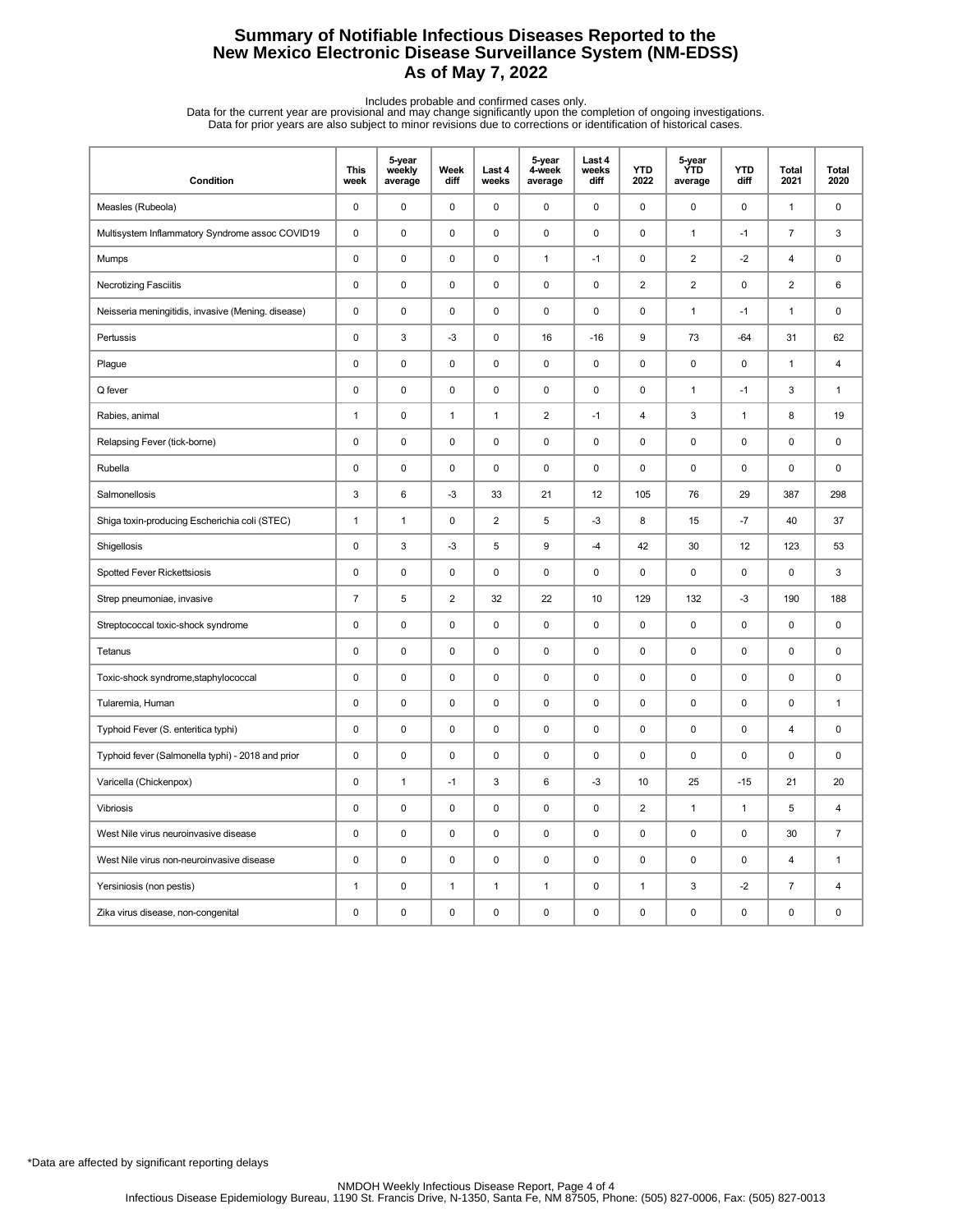# Summary of Notifiable Infectious Diseases Reported to the New Mexico Electronic Disease Surveillance System (NM-EDSS) As of May 7, 2022

Includes probable and confirmed cases only.
Data for the current year are provisional and may change significantly upon the completion of ongoing investigations.
Data for prior years are also subject to minor revisions due to corrections or identification of historical cases.

| Condition | This week | 5-year weekly average | Week diff | Last 4 weeks | 5-year 4-week average | Last 4 weeks diff | YTD 2022 | 5-year YTD average | YTD diff | Total 2021 | Total 2020 |
|---|---|---|---|---|---|---|---|---|---|---|---|
| Measles (Rubeola) | 0 | 0 | 0 | 0 | 0 | 0 | 0 | 0 | 0 | 1 | 0 |
| Multisystem Inflammatory Syndrome assoc COVID19 | 0 | 0 | 0 | 0 | 0 | 0 | 0 | 1 | -1 | 7 | 3 |
| Mumps | 0 | 0 | 0 | 0 | 1 | -1 | 0 | 2 | -2 | 4 | 0 |
| Necrotizing Fasciitis | 0 | 0 | 0 | 0 | 0 | 0 | 2 | 2 | 0 | 2 | 6 |
| Neisseria meningitidis, invasive (Mening. disease) | 0 | 0 | 0 | 0 | 0 | 0 | 0 | 1 | -1 | 1 | 0 |
| Pertussis | 0 | 3 | -3 | 0 | 16 | -16 | 9 | 73 | -64 | 31 | 62 |
| Plague | 0 | 0 | 0 | 0 | 0 | 0 | 0 | 0 | 0 | 1 | 4 |
| Q fever | 0 | 0 | 0 | 0 | 0 | 0 | 0 | 1 | -1 | 3 | 1 |
| Rabies, animal | 1 | 0 | 1 | 1 | 2 | -1 | 4 | 3 | 1 | 8 | 19 |
| Relapsing Fever (tick-borne) | 0 | 0 | 0 | 0 | 0 | 0 | 0 | 0 | 0 | 0 | 0 |
| Rubella | 0 | 0 | 0 | 0 | 0 | 0 | 0 | 0 | 0 | 0 | 0 |
| Salmonellosis | 3 | 6 | -3 | 33 | 21 | 12 | 105 | 76 | 29 | 387 | 298 |
| Shiga toxin-producing Escherichia coli (STEC) | 1 | 1 | 0 | 2 | 5 | -3 | 8 | 15 | -7 | 40 | 37 |
| Shigellosis | 0 | 3 | -3 | 5 | 9 | -4 | 42 | 30 | 12 | 123 | 53 |
| Spotted Fever Rickettsiosis | 0 | 0 | 0 | 0 | 0 | 0 | 0 | 0 | 0 | 0 | 3 |
| Strep pneumoniae, invasive | 7 | 5 | 2 | 32 | 22 | 10 | 129 | 132 | -3 | 190 | 188 |
| Streptococcal toxic-shock syndrome | 0 | 0 | 0 | 0 | 0 | 0 | 0 | 0 | 0 | 0 | 0 |
| Tetanus | 0 | 0 | 0 | 0 | 0 | 0 | 0 | 0 | 0 | 0 | 0 |
| Toxic-shock syndrome,staphylococcal | 0 | 0 | 0 | 0 | 0 | 0 | 0 | 0 | 0 | 0 | 0 |
| Tularemia, Human | 0 | 0 | 0 | 0 | 0 | 0 | 0 | 0 | 0 | 0 | 1 |
| Typhoid Fever (S. enteritica typhi) | 0 | 0 | 0 | 0 | 0 | 0 | 0 | 0 | 0 | 4 | 0 |
| Typhoid fever (Salmonella typhi) - 2018 and prior | 0 | 0 | 0 | 0 | 0 | 0 | 0 | 0 | 0 | 0 | 0 |
| Varicella (Chickenpox) | 0 | 1 | -1 | 3 | 6 | -3 | 10 | 25 | -15 | 21 | 20 |
| Vibriosis | 0 | 0 | 0 | 0 | 0 | 0 | 2 | 1 | 1 | 5 | 4 |
| West Nile virus neuroinvasive disease | 0 | 0 | 0 | 0 | 0 | 0 | 0 | 0 | 0 | 30 | 7 |
| West Nile virus non-neuroinvasive disease | 0 | 0 | 0 | 0 | 0 | 0 | 0 | 0 | 0 | 4 | 1 |
| Yersiniosis (non pestis) | 1 | 0 | 1 | 1 | 1 | 0 | 1 | 3 | -2 | 7 | 4 |
| Zika virus disease, non-congenital | 0 | 0 | 0 | 0 | 0 | 0 | 0 | 0 | 0 | 0 | 0 |

*Data are affected by significant reporting delays

NMDOH Weekly Infectious Disease Report, Page 4 of 4
Infectious Disease Epidemiology Bureau, 1190 St. Francis Drive, N-1350, Santa Fe, NM 87505, Phone: (505) 827-0006, Fax: (505) 827-0013